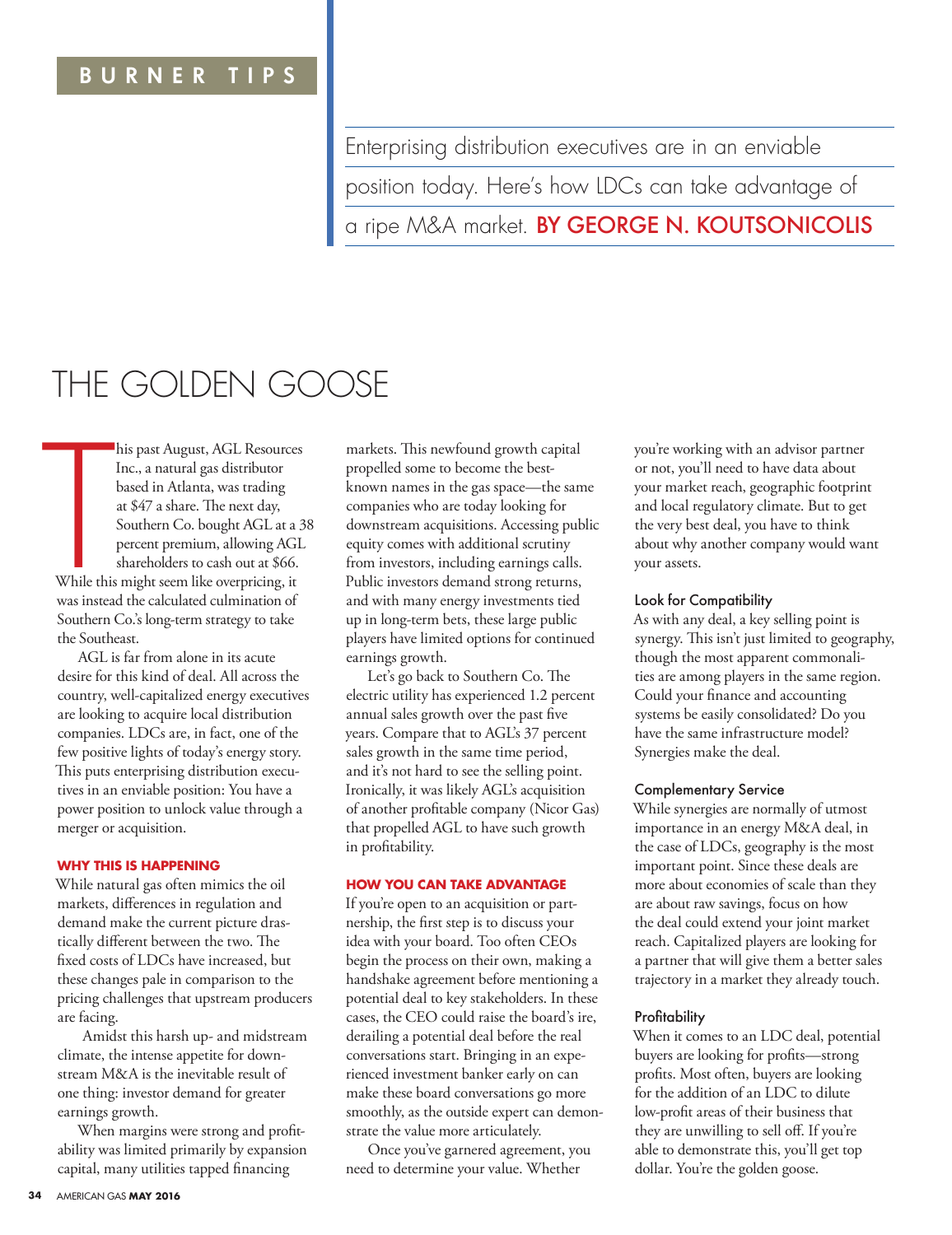BURNER TIPS

Enterprising distribution executives are in an enviable position today. Here's how LDCs can take advantage of a ripe M&A market. BY GEORGE N. KOUTSONICOLIS

# THE GOLDEN GOOSE

This past August, AGL Resources Inc., a natural gas distributor based in Atlanta, was trading at $47 a share. The next day, Southern Co. bought AGL at a 38 percent premium, allowing AGL shareholders to cash out at $66. While this might seem like overpricing, it was instead the calculated culmination of Southern Co.'s long-term strategy to take the Southeast.

AGL is far from alone in its acute desire for this kind of deal. All across the country, well-capitalized energy executives are looking to acquire local distribution companies. LDCs are, in fact, one of the few positive lights of today's energy story. This puts enterprising distribution executives in an enviable position: You have a power position to unlock value through a merger or acquisition.

## WHY THIS IS HAPPENING

While natural gas often mimics the oil markets, differences in regulation and demand make the current picture drastically different between the two. The fixed costs of LDCs have increased, but these changes pale in comparison to the pricing challenges that upstream producers are facing.

Amidst this harsh up- and midstream climate, the intense appetite for downstream M&A is the inevitable result of one thing: investor demand for greater earnings growth.

When margins were strong and profitability was limited primarily by expansion capital, many utilities tapped financing markets. This newfound growth capital propelled some to become the best-known names in the gas space—the same companies who are today looking for downstream acquisitions. Accessing public equity comes with additional scrutiny from investors, including earnings calls. Public investors demand strong returns, and with many energy investments tied up in long-term bets, these large public players have limited options for continued earnings growth.

Let's go back to Southern Co. The electric utility has experienced 1.2 percent annual sales growth over the past five years. Compare that to AGL's 37 percent sales growth in the same time period, and it's not hard to see the selling point. Ironically, it was likely AGL's acquisition of another profitable company (Nicor Gas) that propelled AGL to have such growth in profitability.

## HOW YOU CAN TAKE ADVANTAGE

If you're open to an acquisition or partnership, the first step is to discuss your idea with your board. Too often CEOs begin the process on their own, making a handshake agreement before mentioning a potential deal to key stakeholders. In these cases, the CEO could raise the board's ire, derailing a potential deal before the real conversations start. Bringing in an experienced investment banker early on can make these board conversations go more smoothly, as the outside expert can demonstrate the value more articulately.

Once you've garnered agreement, you need to determine your value. Whether you're working with an advisor partner or not, you'll need to have data about your market reach, geographic footprint and local regulatory climate. But to get the very best deal, you have to think about why another company would want your assets.

### Look for Compatibility

As with any deal, a key selling point is synergy. This isn't just limited to geography, though the most apparent commonalities are among players in the same region. Could your finance and accounting systems be easily consolidated? Do you have the same infrastructure model? Synergies make the deal.

### Complementary Service

While synergies are normally of utmost importance in an energy M&A deal, in the case of LDCs, geography is the most important point. Since these deals are more about economies of scale than they are about raw savings, focus on how the deal could extend your joint market reach. Capitalized players are looking for a partner that will give them a better sales trajectory in a market they already touch.

### Profitability

When it comes to an LDC deal, potential buyers are looking for profits—strong profits. Most often, buyers are looking for the addition of an LDC to dilute low-profit areas of their business that they are unwilling to sell off. If you're able to demonstrate this, you'll get top dollar. You're the golden goose.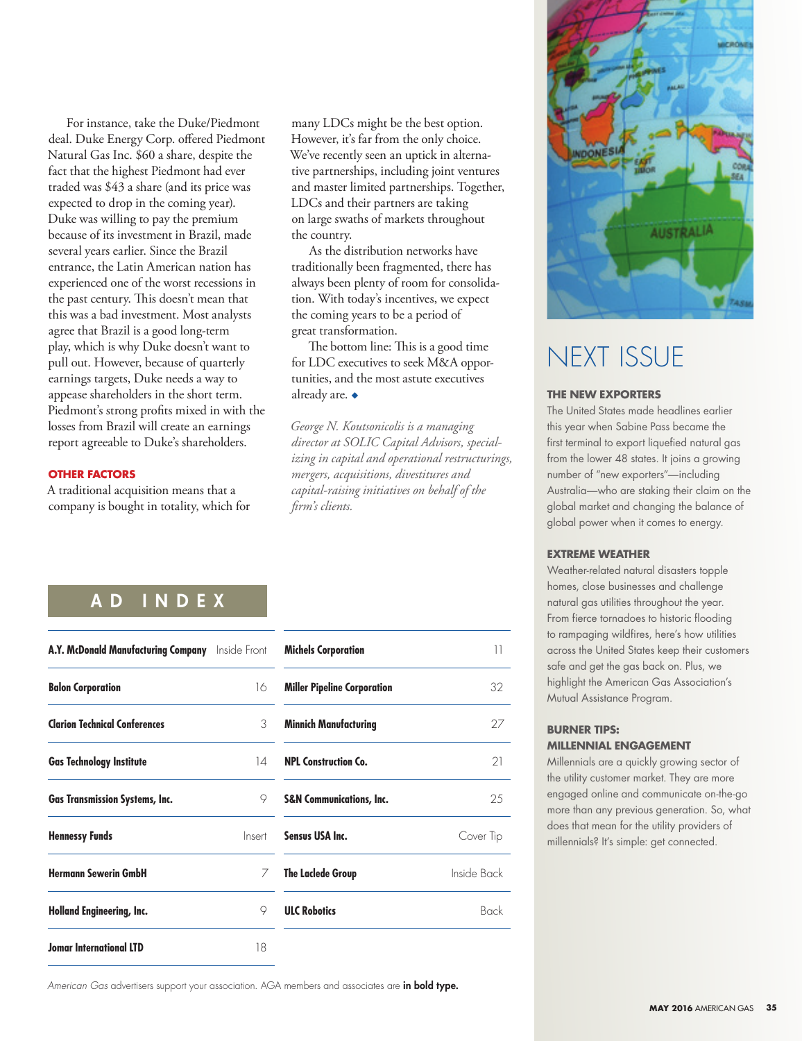For instance, take the Duke/Piedmont deal. Duke Energy Corp. offered Piedmont Natural Gas Inc. $60 a share, despite the fact that the highest Piedmont had ever traded was $43 a share (and its price was expected to drop in the coming year). Duke was willing to pay the premium because of its investment in Brazil, made several years earlier. Since the Brazil entrance, the Latin American nation has experienced one of the worst recessions in the past century. This doesn't mean that this was a bad investment. Most analysts agree that Brazil is a good long-term play, which is why Duke doesn't want to pull out. However, because of quarterly earnings targets, Duke needs a way to appease shareholders in the short term. Piedmont's strong profits mixed in with the losses from Brazil will create an earnings report agreeable to Duke's shareholders.

### OTHER FACTORS

A traditional acquisition means that a company is bought in totality, which for many LDCs might be the best option. However, it's far from the only choice. We've recently seen an uptick in alternative partnerships, including joint ventures and master limited partnerships. Together, LDCs and their partners are taking on large swaths of markets throughout the country.

As the distribution networks have traditionally been fragmented, there has always been plenty of room for consolidation. With today's incentives, we expect the coming years to be a period of great transformation.

The bottom line: This is a good time for LDC executives to seek M&A opportunities, and the most astute executives already are. ◆

*George N. Koutsonicolis is a managing director at SOLIC Capital Advisors, specializing in capital and operational restructurings, mergers, acquisitions, divestitures and capital-raising initiatives on behalf of the firm's clients.*

## AD INDEX

| | | | |
|---|---|---|---|
| **A.Y. McDonald Manufacturing Company** | Inside Front | **Michels Corporation** | 11 |
| **Balon Corporation** | 16 | **Miller Pipeline Corporation** | 32 |
| **Clarion Technical Conferences** | 3 | **Minnich Manufacturing** | 27 |
| **Gas Technology Institute** | 14 | **NPL Construction Co.** | 21 |
| **Gas Transmission Systems, Inc.** | 9 | **S&N Communications, Inc.** | 25 |
| **Hennessy Funds** | Insert | **Sensus USA Inc.** | Cover Tip |
| **Hermann Sewerin GmbH** | 7 | **The Laclede Group** | Inside Back |
| **Holland Engineering, Inc.** | 9 | **ULC Robotics** | Back |
| **Jomar International LTD** | 18 | | |

*American Gas* advertisers support your association. AGA members and associates are **in bold type.**

## NEXT ISSUE

### THE NEW EXPORTERS

The United States made headlines earlier this year when Sabine Pass became the first terminal to export liquefied natural gas from the lower 48 states. It joins a growing number of "new exporters"—including Australia—who are staking their claim on the global market and changing the balance of global power when it comes to energy.

### EXTREME WEATHER

Weather-related natural disasters topple homes, close businesses and challenge natural gas utilities throughout the year. From fierce tornadoes to historic flooding to rampaging wildfires, here's how utilities across the United States keep their customers safe and get the gas back on. Plus, we highlight the American Gas Association's Mutual Assistance Program.

### BURNER TIPS: MILLENNIAL ENGAGEMENT

Millennials are a quickly growing sector of the utility customer market. They are more engaged online and communicate on-the-go more than any previous generation. So, what does that mean for the utility providers of millennials? It's simple: get connected.